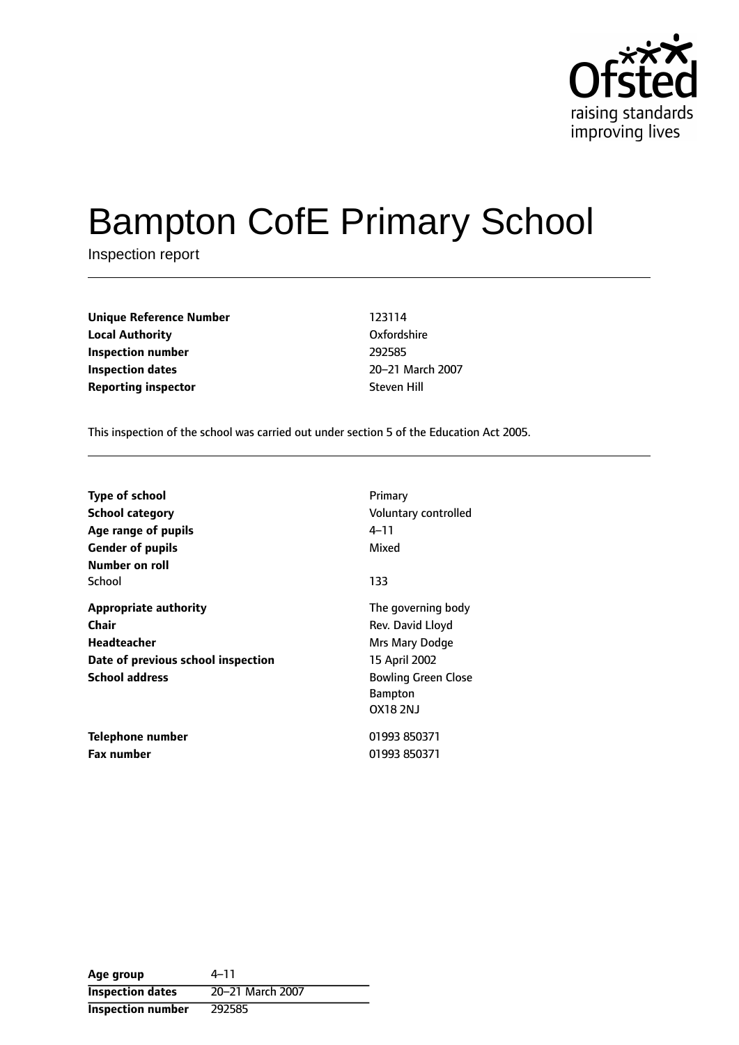Ofsted
raising standards
improving lives

# Bampton CofE Primary School

Inspection report

| | |
|---|---|
| **Unique Reference Number** | 123114 |
| **Local Authority** | Oxfordshire |
| **Inspection number** | 292585 |
| **Inspection dates** | 20–21 March 2007 |
| **Reporting inspector** | Steven Hill |

This inspection of the school was carried out under section 5 of the Education Act 2005.

| | |
|---|---|
| **Type of school** | Primary |
| **School category** | Voluntary controlled |
| **Age range of pupils** | 4–11 |
| **Gender of pupils** | Mixed |
| **Number on roll** | |
| School | 133 |
| **Appropriate authority** | The governing body |
| **Chair** | Rev. David Lloyd |
| **Headteacher** | Mrs Mary Dodge |
| **Date of previous school inspection** | 15 April 2002 |
| **School address** | Bowling Green Close<br>Bampton<br>OX18 2NJ |
| **Telephone number** | 01993 850371 |
| **Fax number** | 01993 850371 |

| | |
|---|---|
| **Age group** | 4–11 |
| **Inspection dates** | 20–21 March 2007 |
| **Inspection number** | 292585 |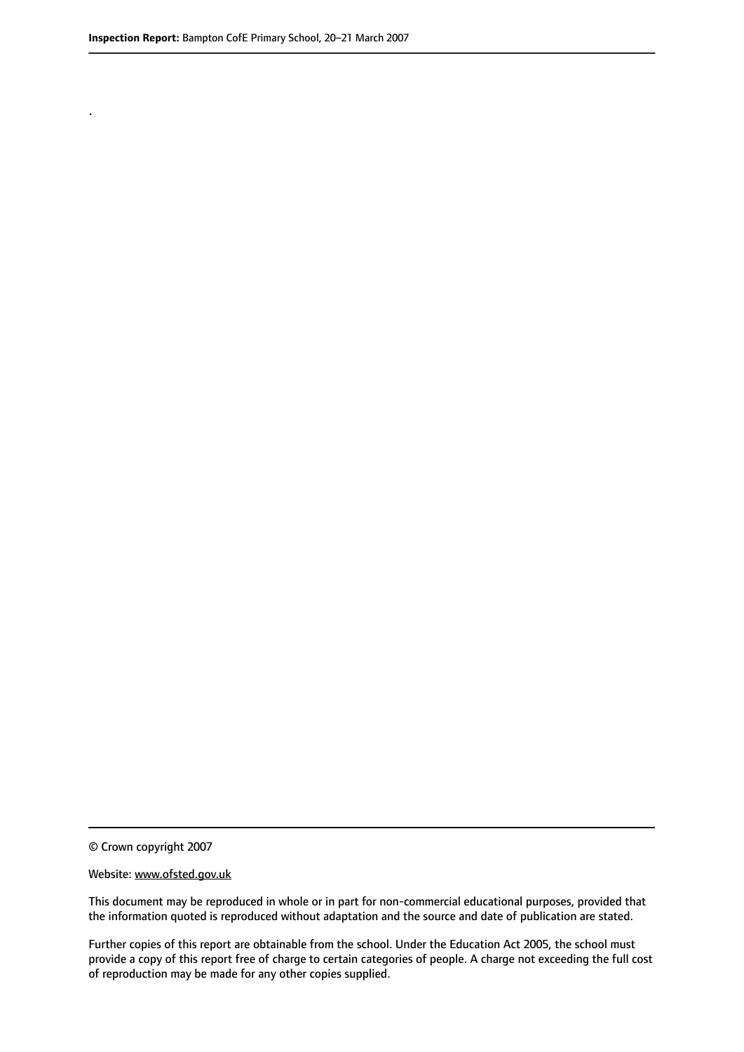.

© Crown copyright 2007

Website: www.ofsted.gov.uk

This document may be reproduced in whole or in part for non-commercial educational purposes, provided that the information quoted is reproduced without adaptation and the source and date of publication are stated.

Further copies of this report are obtainable from the school. Under the Education Act 2005, the school must provide a copy of this report free of charge to certain categories of people. A charge not exceeding the full cost of reproduction may be made for any other copies supplied.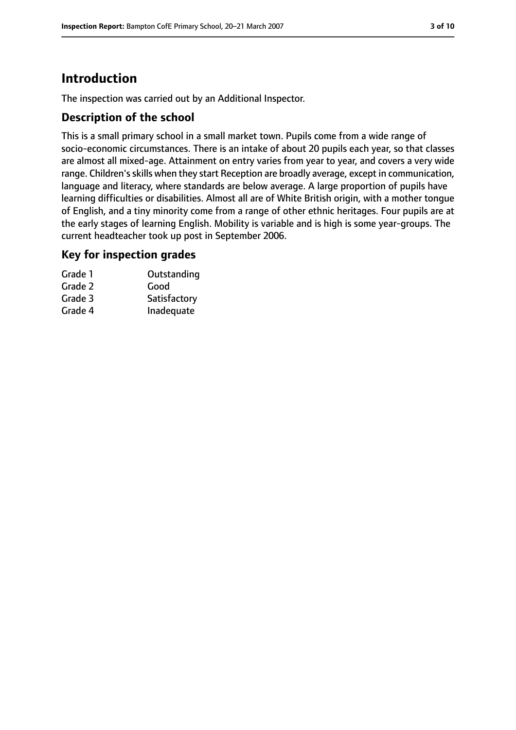# Introduction

The inspection was carried out by an Additional Inspector.

## Description of the school

This is a small primary school in a small market town. Pupils come from a wide range of socio-economic circumstances. There is an intake of about 20 pupils each year, so that classes are almost all mixed-age. Attainment on entry varies from year to year, and covers a very wide range. Children's skills when they start Reception are broadly average, except in communication, language and literacy, where standards are below average. A large proportion of pupils have learning difficulties or disabilities. Almost all are of White British origin, with a mother tongue of English, and a tiny minority come from a range of other ethnic heritages. Four pupils are at the early stages of learning English. Mobility is variable and is high is some year-groups. The current headteacher took up post in September 2006.

## Key for inspection grades

| | |
|---|---|
| Grade 1 | Outstanding |
| Grade 2 | Good |
| Grade 3 | Satisfactory |
| Grade 4 | Inadequate |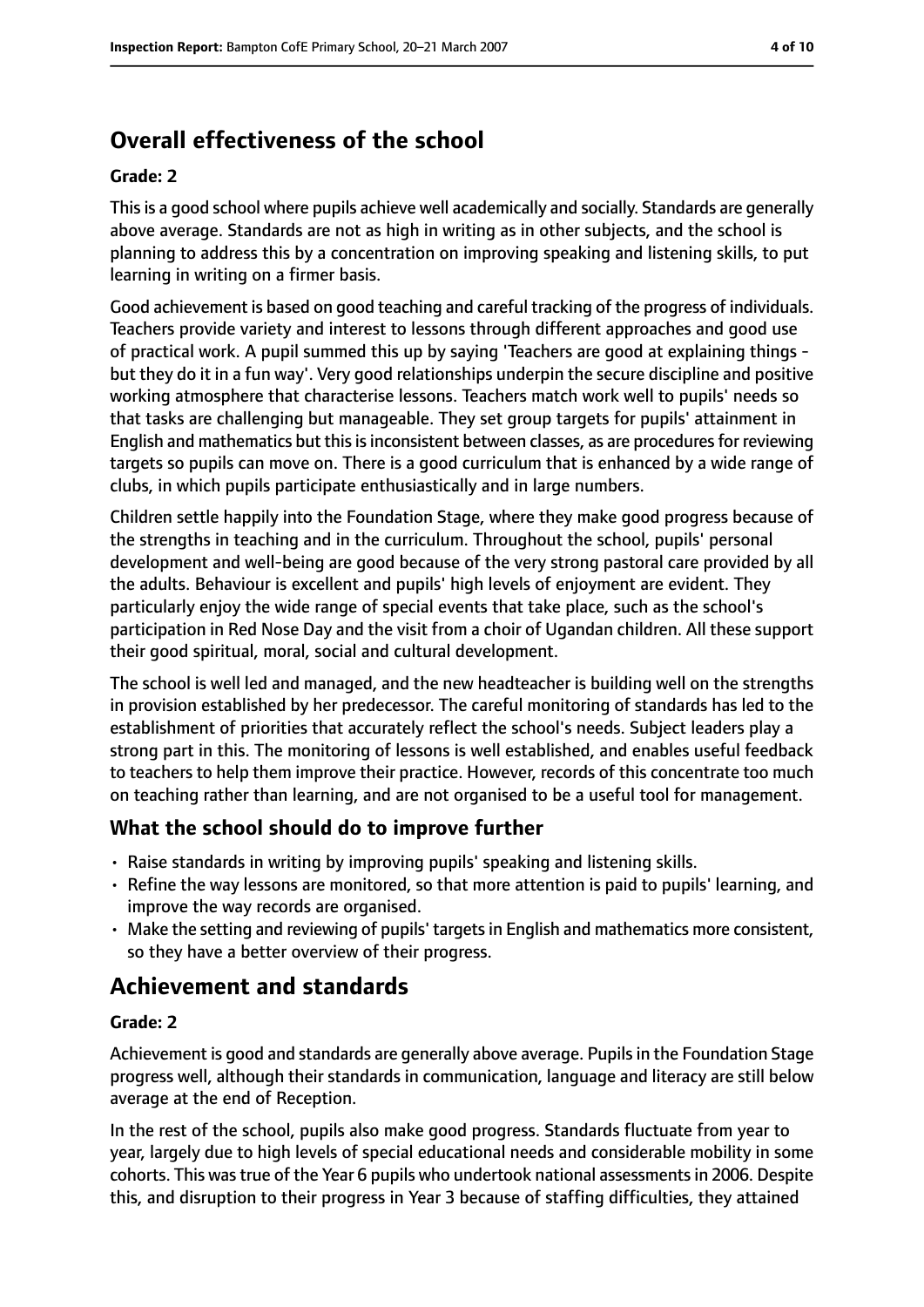## Overall effectiveness of the school

#### Grade: 2

This is a good school where pupils achieve well academically and socially. Standards are generally above average. Standards are not as high in writing as in other subjects, and the school is planning to address this by a concentration on improving speaking and listening skills, to put learning in writing on a firmer basis.

Good achievement is based on good teaching and careful tracking of the progress of individuals. Teachers provide variety and interest to lessons through different approaches and good use of practical work. A pupil summed this up by saying 'Teachers are good at explaining things - but they do it in a fun way'. Very good relationships underpin the secure discipline and positive working atmosphere that characterise lessons. Teachers match work well to pupils' needs so that tasks are challenging but manageable. They set group targets for pupils' attainment in English and mathematics but this is inconsistent between classes, as are procedures for reviewing targets so pupils can move on. There is a good curriculum that is enhanced by a wide range of clubs, in which pupils participate enthusiastically and in large numbers.

Children settle happily into the Foundation Stage, where they make good progress because of the strengths in teaching and in the curriculum. Throughout the school, pupils' personal development and well-being are good because of the very strong pastoral care provided by all the adults. Behaviour is excellent and pupils' high levels of enjoyment are evident. They particularly enjoy the wide range of special events that take place, such as the school's participation in Red Nose Day and the visit from a choir of Ugandan children. All these support their good spiritual, moral, social and cultural development.

The school is well led and managed, and the new headteacher is building well on the strengths in provision established by her predecessor. The careful monitoring of standards has led to the establishment of priorities that accurately reflect the school's needs. Subject leaders play a strong part in this. The monitoring of lessons is well established, and enables useful feedback to teachers to help them improve their practice. However, records of this concentrate too much on teaching rather than learning, and are not organised to be a useful tool for management.

### What the school should do to improve further

- Raise standards in writing by improving pupils' speaking and listening skills.
- Refine the way lessons are monitored, so that more attention is paid to pupils' learning, and improve the way records are organised.
- Make the setting and reviewing of pupils' targets in English and mathematics more consistent, so they have a better overview of their progress.

## Achievement and standards

#### Grade: 2

Achievement is good and standards are generally above average. Pupils in the Foundation Stage progress well, although their standards in communication, language and literacy are still below average at the end of Reception.

In the rest of the school, pupils also make good progress. Standards fluctuate from year to year, largely due to high levels of special educational needs and considerable mobility in some cohorts. This was true of the Year 6 pupils who undertook national assessments in 2006. Despite this, and disruption to their progress in Year 3 because of staffing difficulties, they attained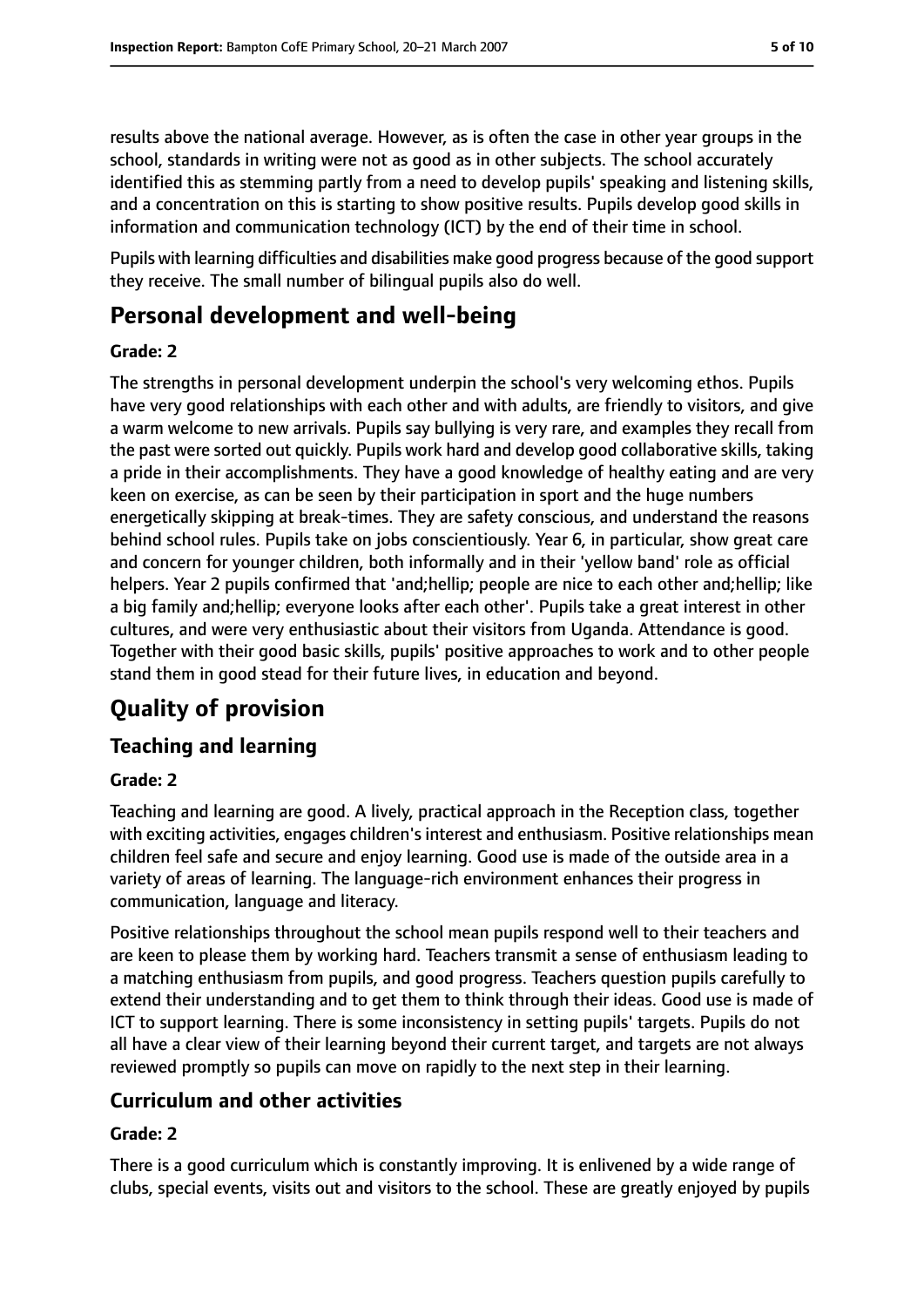results above the national average. However, as is often the case in other year groups in the school, standards in writing were not as good as in other subjects. The school accurately identified this as stemming partly from a need to develop pupils' speaking and listening skills, and a concentration on this is starting to show positive results. Pupils develop good skills in information and communication technology (ICT) by the end of their time in school.

Pupils with learning difficulties and disabilities make good progress because of the good support they receive. The small number of bilingual pupils also do well.

# Personal development and well-being

### Grade: 2

The strengths in personal development underpin the school's very welcoming ethos. Pupils have very good relationships with each other and with adults, are friendly to visitors, and give a warm welcome to new arrivals. Pupils say bullying is very rare, and examples they recall from the past were sorted out quickly. Pupils work hard and develop good collaborative skills, taking a pride in their accomplishments. They have a good knowledge of healthy eating and are very keen on exercise, as can be seen by their participation in sport and the huge numbers energetically skipping at break-times. They are safety conscious, and understand the reasons behind school rules. Pupils take on jobs conscientiously. Year 6, in particular, show great care and concern for younger children, both informally and in their 'yellow band' role as official helpers. Year 2 pupils confirmed that 'and;hellip; people are nice to each other and;hellip; like a big family and;hellip; everyone looks after each other'. Pupils take a great interest in other cultures, and were very enthusiastic about their visitors from Uganda. Attendance is good. Together with their good basic skills, pupils' positive approaches to work and to other people stand them in good stead for their future lives, in education and beyond.

# Quality of provision

## Teaching and learning

### Grade: 2

Teaching and learning are good. A lively, practical approach in the Reception class, together with exciting activities, engages children's interest and enthusiasm. Positive relationships mean children feel safe and secure and enjoy learning. Good use is made of the outside area in a variety of areas of learning. The language-rich environment enhances their progress in communication, language and literacy.

Positive relationships throughout the school mean pupils respond well to their teachers and are keen to please them by working hard. Teachers transmit a sense of enthusiasm leading to a matching enthusiasm from pupils, and good progress. Teachers question pupils carefully to extend their understanding and to get them to think through their ideas. Good use is made of ICT to support learning. There is some inconsistency in setting pupils' targets. Pupils do not all have a clear view of their learning beyond their current target, and targets are not always reviewed promptly so pupils can move on rapidly to the next step in their learning.

## Curriculum and other activities

### Grade: 2

There is a good curriculum which is constantly improving. It is enlivened by a wide range of clubs, special events, visits out and visitors to the school. These are greatly enjoyed by pupils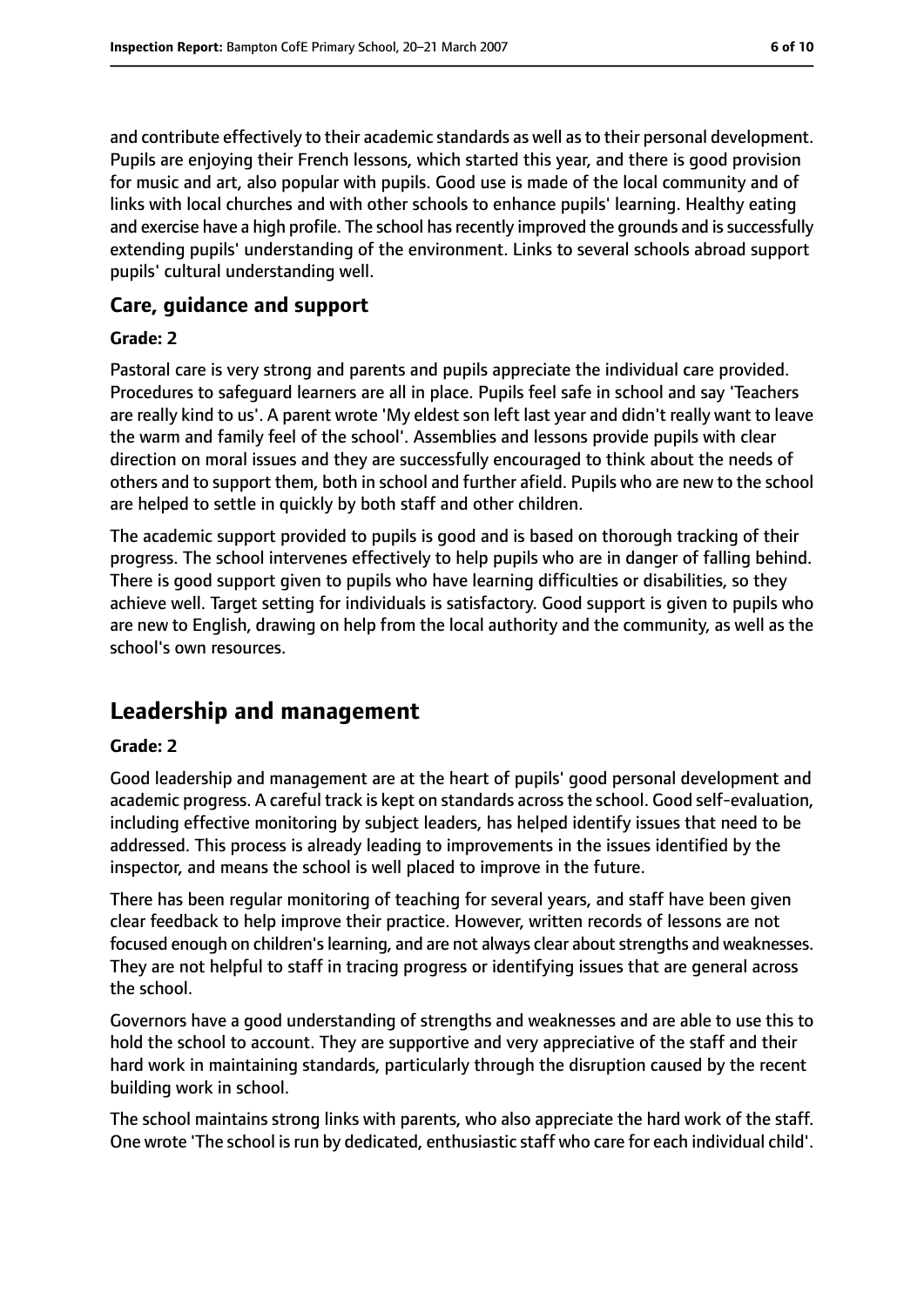and contribute effectively to their academic standards as well as to their personal development. Pupils are enjoying their French lessons, which started this year, and there is good provision for music and art, also popular with pupils. Good use is made of the local community and of links with local churches and with other schools to enhance pupils' learning. Healthy eating and exercise have a high profile. The school has recently improved the grounds and is successfully extending pupils' understanding of the environment. Links to several schools abroad support pupils' cultural understanding well.

### Care, guidance and support

**Grade: 2**

Pastoral care is very strong and parents and pupils appreciate the individual care provided. Procedures to safeguard learners are all in place. Pupils feel safe in school and say 'Teachers are really kind to us'. A parent wrote 'My eldest son left last year and didn't really want to leave the warm and family feel of the school'. Assemblies and lessons provide pupils with clear direction on moral issues and they are successfully encouraged to think about the needs of others and to support them, both in school and further afield. Pupils who are new to the school are helped to settle in quickly by both staff and other children.

The academic support provided to pupils is good and is based on thorough tracking of their progress. The school intervenes effectively to help pupils who are in danger of falling behind. There is good support given to pupils who have learning difficulties or disabilities, so they achieve well. Target setting for individuals is satisfactory. Good support is given to pupils who are new to English, drawing on help from the local authority and the community, as well as the school's own resources.

## Leadership and management

**Grade: 2**

Good leadership and management are at the heart of pupils' good personal development and academic progress. A careful track is kept on standards across the school. Good self-evaluation, including effective monitoring by subject leaders, has helped identify issues that need to be addressed. This process is already leading to improvements in the issues identified by the inspector, and means the school is well placed to improve in the future.

There has been regular monitoring of teaching for several years, and staff have been given clear feedback to help improve their practice. However, written records of lessons are not focused enough on children's learning, and are not always clear about strengths and weaknesses. They are not helpful to staff in tracing progress or identifying issues that are general across the school.

Governors have a good understanding of strengths and weaknesses and are able to use this to hold the school to account. They are supportive and very appreciative of the staff and their hard work in maintaining standards, particularly through the disruption caused by the recent building work in school.

The school maintains strong links with parents, who also appreciate the hard work of the staff. One wrote 'The school is run by dedicated, enthusiastic staff who care for each individual child'.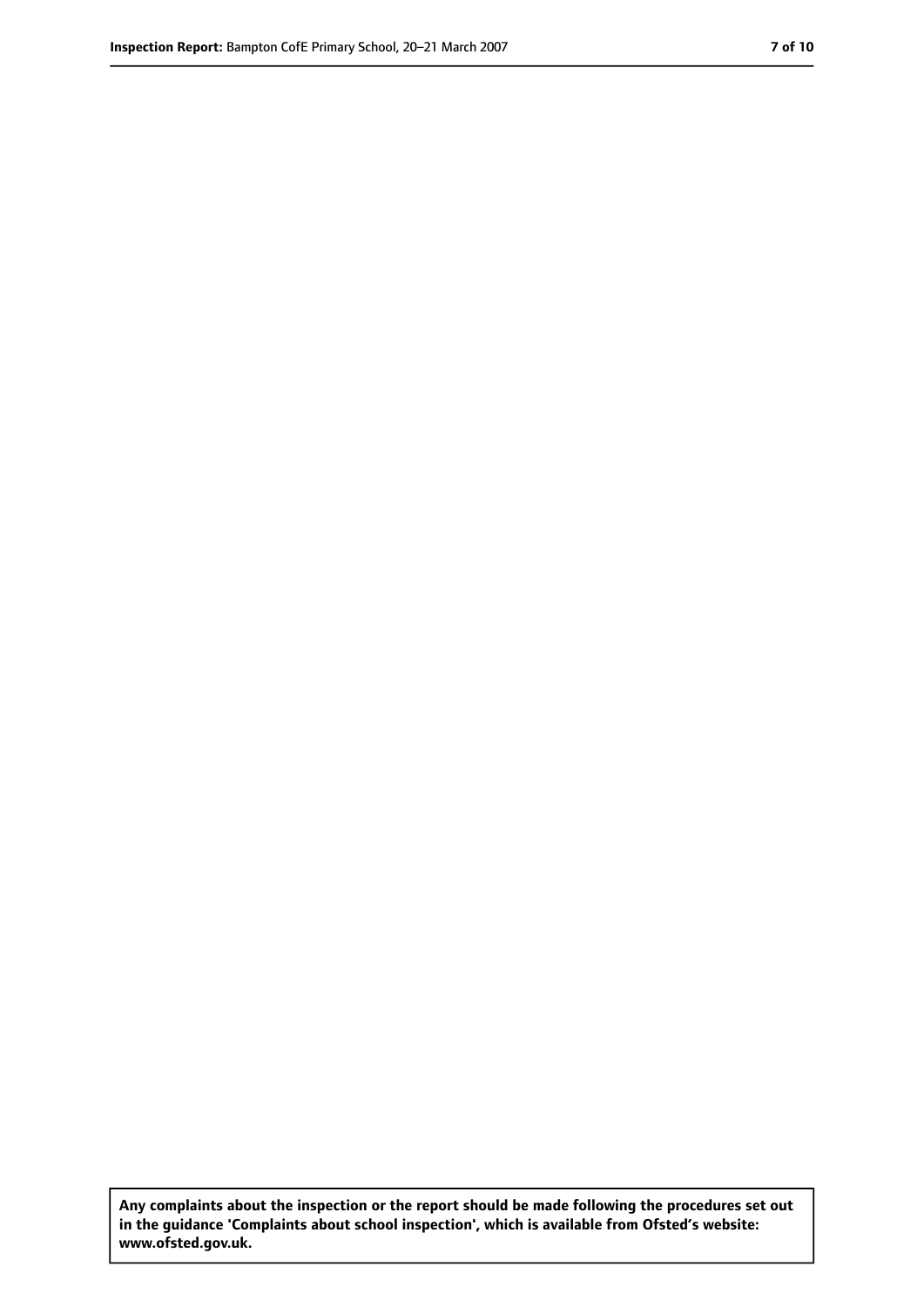**Any complaints about the inspection or the report should be made following the procedures set out in the guidance 'Complaints about school inspection', which is available from Ofsted's website: www.ofsted.gov.uk.**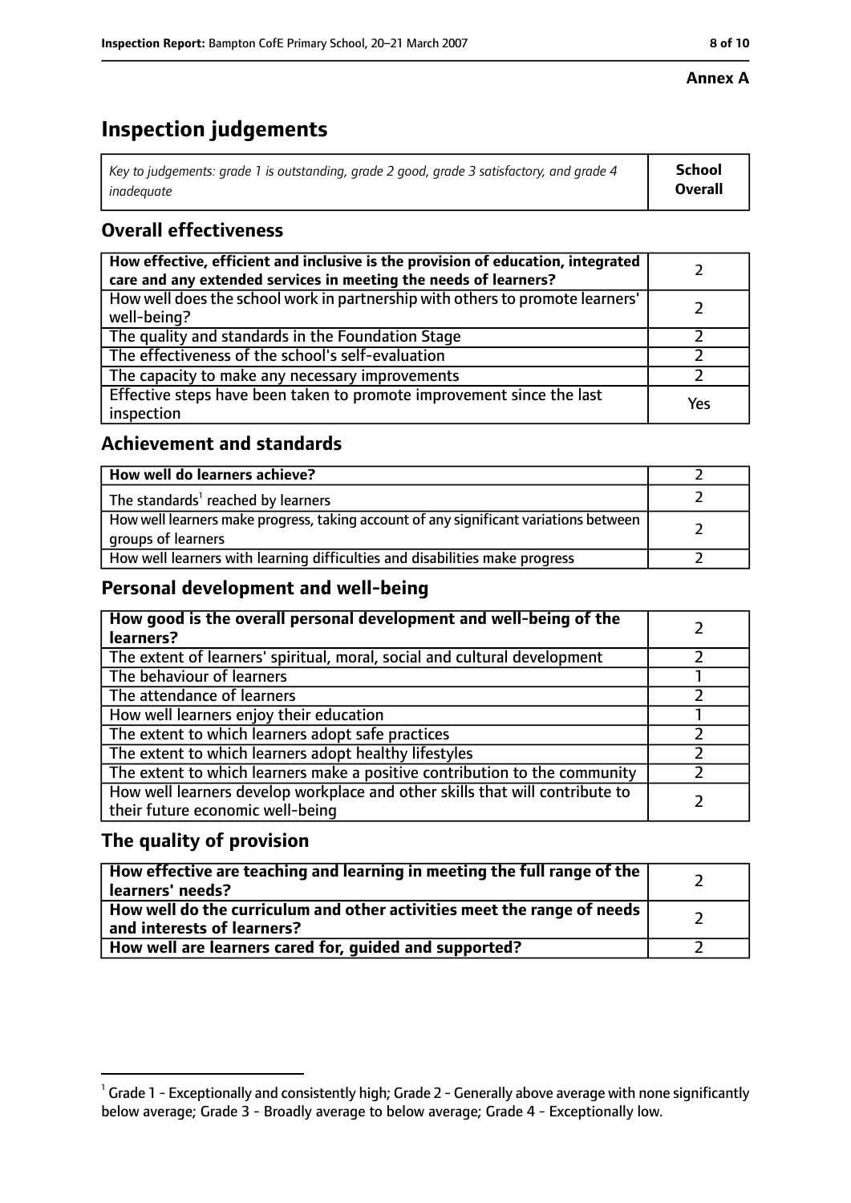**Annex A**

# Inspection judgements

| *Key to judgements: grade 1 is outstanding, grade 2 good, grade 3 satisfactory, and grade 4 inadequate* | **School Overall** |
|---|---|

## Overall effectiveness

| | |
|---|---|
| **How effective, efficient and inclusive is the provision of education, integrated care and any extended services in meeting the needs of learners?** | 2 |
| How well does the school work in partnership with others to promote learners' well-being? | 2 |
| The quality and standards in the Foundation Stage | 2 |
| The effectiveness of the school's self-evaluation | 2 |
| The capacity to make any necessary improvements | 2 |
| Effective steps have been taken to promote improvement since the last inspection | Yes |

## Achievement and standards

| | |
|---|---|
| **How well do learners achieve?** | 2 |
| The standards[1] reached by learners | 2 |
| How well learners make progress, taking account of any significant variations between groups of learners | 2 |
| How well learners with learning difficulties and disabilities make progress | 2 |

## Personal development and well-being

| | |
|---|---|
| **How good is the overall personal development and well-being of the learners?** | 2 |
| The extent of learners' spiritual, moral, social and cultural development | 2 |
| The behaviour of learners | 1 |
| The attendance of learners | 2 |
| How well learners enjoy their education | 1 |
| The extent to which learners adopt safe practices | 2 |
| The extent to which learners adopt healthy lifestyles | 2 |
| The extent to which learners make a positive contribution to the community | 2 |
| How well learners develop workplace and other skills that will contribute to their future economic well-being | 2 |

## The quality of provision

| | |
|---|---|
| **How effective are teaching and learning in meeting the full range of the learners' needs?** | 2 |
| **How well do the curriculum and other activities meet the range of needs and interests of learners?** | 2 |
| **How well are learners cared for, guided and supported?** | 2 |

[1] Grade 1 - Exceptionally and consistently high; Grade 2 - Generally above average with none significantly below average; Grade 3 - Broadly average to below average; Grade 4 - Exceptionally low.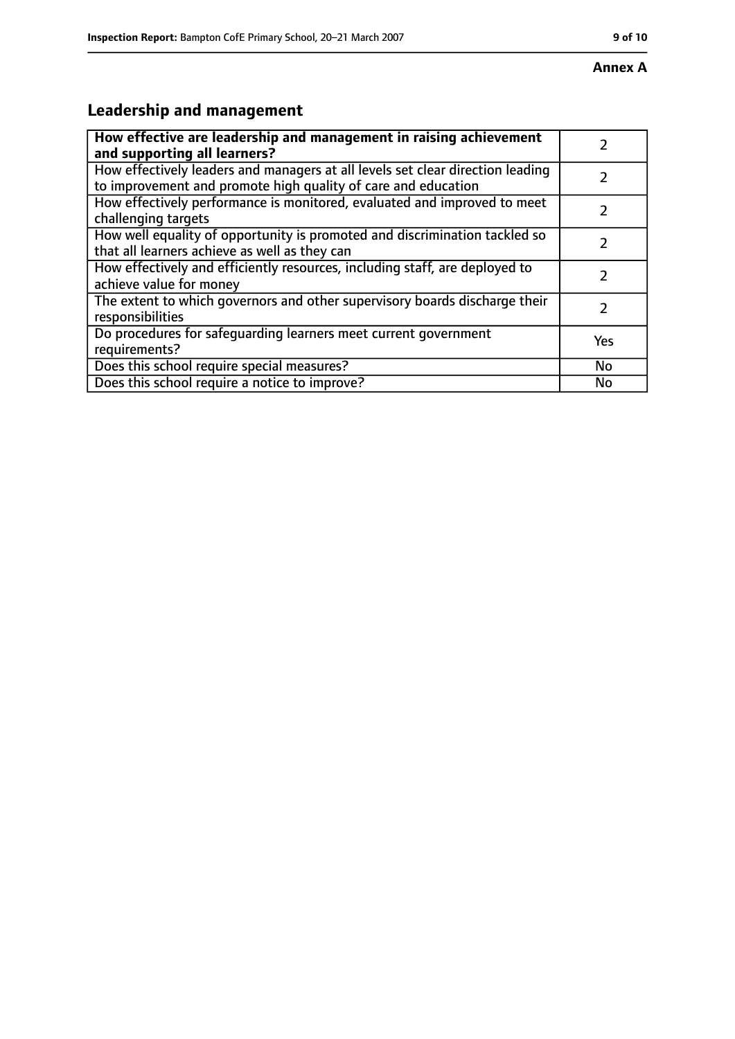**Annex A**

## Leadership and management

| **How effective are leadership and management in raising achievement and supporting all learners?** | 2 |
|---|---|
| How effectively leaders and managers at all levels set clear direction leading to improvement and promote high quality of care and education | 2 |
| How effectively performance is monitored, evaluated and improved to meet challenging targets | 2 |
| How well equality of opportunity is promoted and discrimination tackled so that all learners achieve as well as they can | 2 |
| How effectively and efficiently resources, including staff, are deployed to achieve value for money | 2 |
| The extent to which governors and other supervisory boards discharge their responsibilities | 2 |
| Do procedures for safeguarding learners meet current government requirements? | Yes |
| Does this school require special measures? | No |
| Does this school require a notice to improve? | No |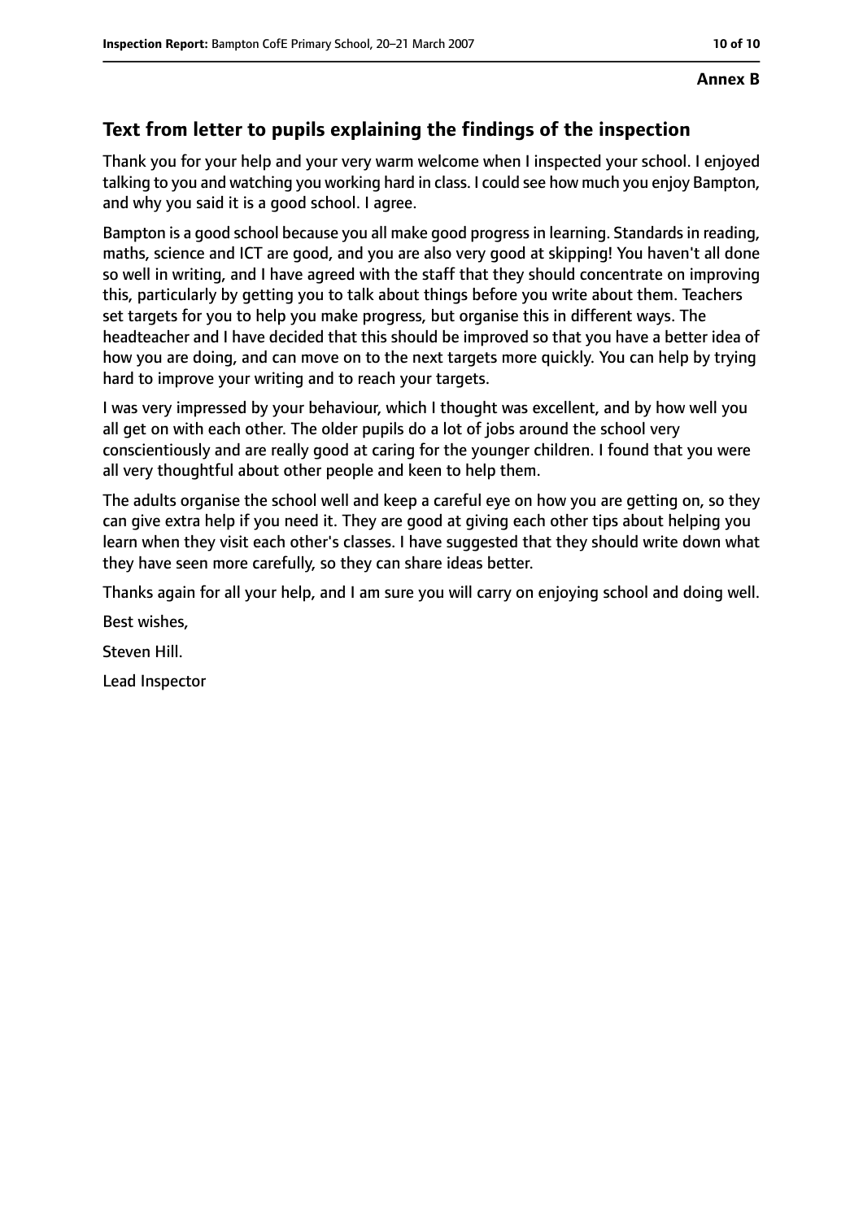**Annex B**

## Text from letter to pupils explaining the findings of the inspection

Thank you for your help and your very warm welcome when I inspected your school. I enjoyed talking to you and watching you working hard in class. I could see how much you enjoy Bampton, and why you said it is a good school. I agree.

Bampton is a good school because you all make good progress in learning. Standards in reading, maths, science and ICT are good, and you are also very good at skipping! You haven't all done so well in writing, and I have agreed with the staff that they should concentrate on improving this, particularly by getting you to talk about things before you write about them. Teachers set targets for you to help you make progress, but organise this in different ways. The headteacher and I have decided that this should be improved so that you have a better idea of how you are doing, and can move on to the next targets more quickly. You can help by trying hard to improve your writing and to reach your targets.

I was very impressed by your behaviour, which I thought was excellent, and by how well you all get on with each other. The older pupils do a lot of jobs around the school very conscientiously and are really good at caring for the younger children. I found that you were all very thoughtful about other people and keen to help them.

The adults organise the school well and keep a careful eye on how you are getting on, so they can give extra help if you need it. They are good at giving each other tips about helping you learn when they visit each other's classes. I have suggested that they should write down what they have seen more carefully, so they can share ideas better.

Thanks again for all your help, and I am sure you will carry on enjoying school and doing well.

Best wishes,

Steven Hill.

Lead Inspector